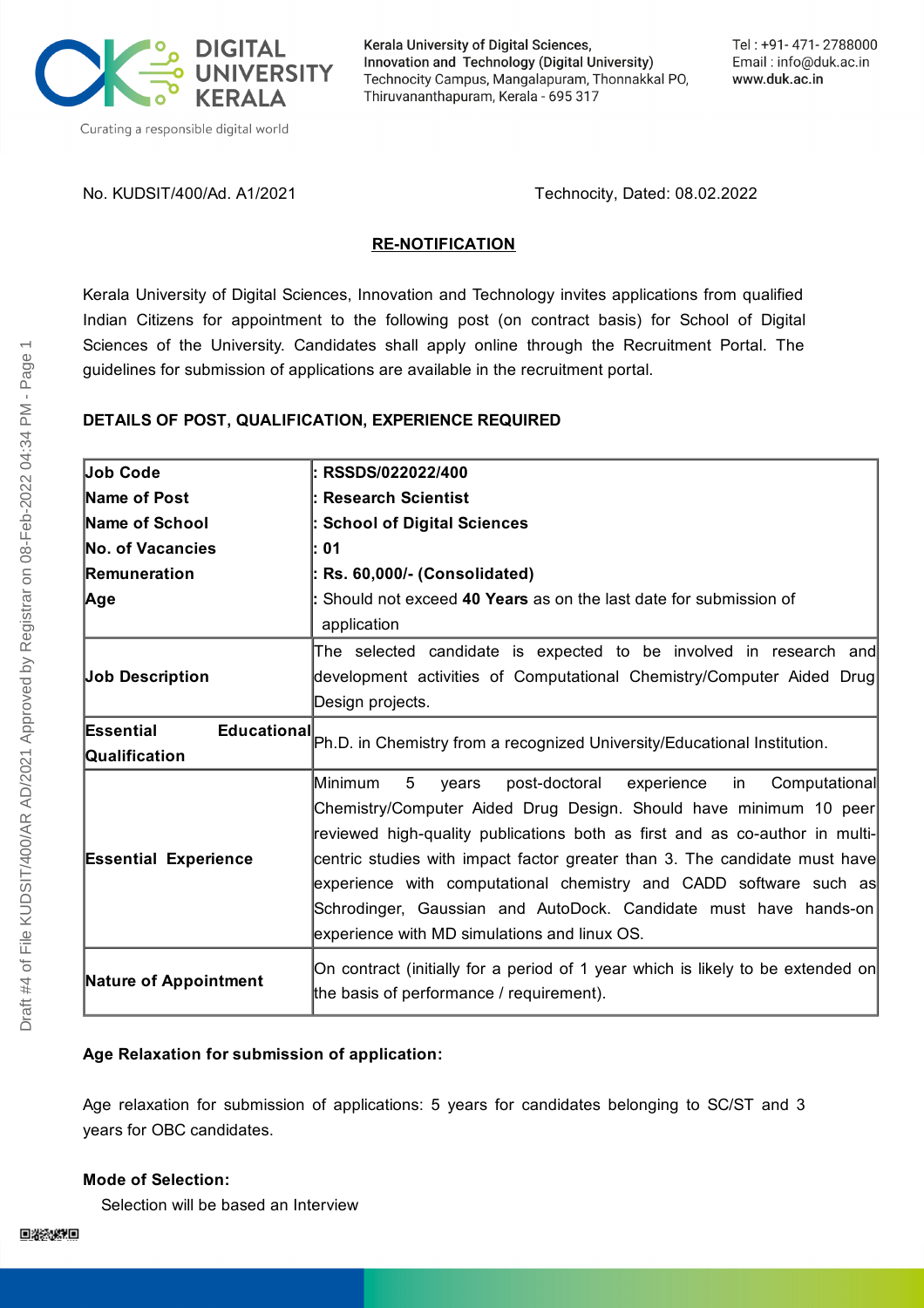DIGITAL UNIVERSITY KERALA

Curating a responsible digital world

Kerala University of Digital Sciences, Innovation and Technology (Digital University)
Technocity Campus, Mangalapuram, Thonnakkal PO, Thiruvananthapuram, Kerala - 695 317

Tel : +91- 471- 2788000
Email : info@duk.ac.in
www.duk.ac.in

No. KUDSIT/400/Ad. A1/2021 Technocity, Dated: 08.02.2022

**RE-NOTIFICATION**

Kerala University of Digital Sciences, Innovation and Technology invites applications from qualified Indian Citizens for appointment to the following post (on contract basis) for School of Digital Sciences of the University. Candidates shall apply online through the Recruitment Portal. The guidelines for submission of applications are available in the recruitment portal.

**DETAILS OF POST, QUALIFICATION, EXPERIENCE REQUIRED**

| | |
|---|---|
| **Job Code**<br>**Name of Post**<br>**Name of School**<br>**No. of Vacancies**<br>**Remuneration**<br>**Age** | **: RSSDS/022022/400**<br>**: Research Scientist**<br>**: School of Digital Sciences**<br>**: 01**<br>**: Rs. 60,000/- (Consolidated)**<br>: Should not exceed **40 Years** as on the last date for submission of application |
| **Job Description** | The selected candidate is expected to be involved in research and development activities of Computational Chemistry/Computer Aided Drug Design projects. |
| **Essential Educational Qualification** | Ph.D. in Chemistry from a recognized University/Educational Institution. |
| **Essential Experience** | Minimum 5 years post-doctoral experience in Computational Chemistry/Computer Aided Drug Design. Should have minimum 10 peer reviewed high-quality publications both as first and as co-author in multi-centric studies with impact factor greater than 3. The candidate must have experience with computational chemistry and CADD software such as Schrodinger, Gaussian and AutoDock. Candidate must have hands-on experience with MD simulations and linux OS. |
| **Nature of Appointment** | On contract (initially for a period of 1 year which is likely to be extended on the basis of performance / requirement). |

**Age Relaxation for submission of application:**

Age relaxation for submission of applications: 5 years for candidates belonging to SC/ST and 3 years for OBC candidates.

**Mode of Selection:**

Selection will be based an Interview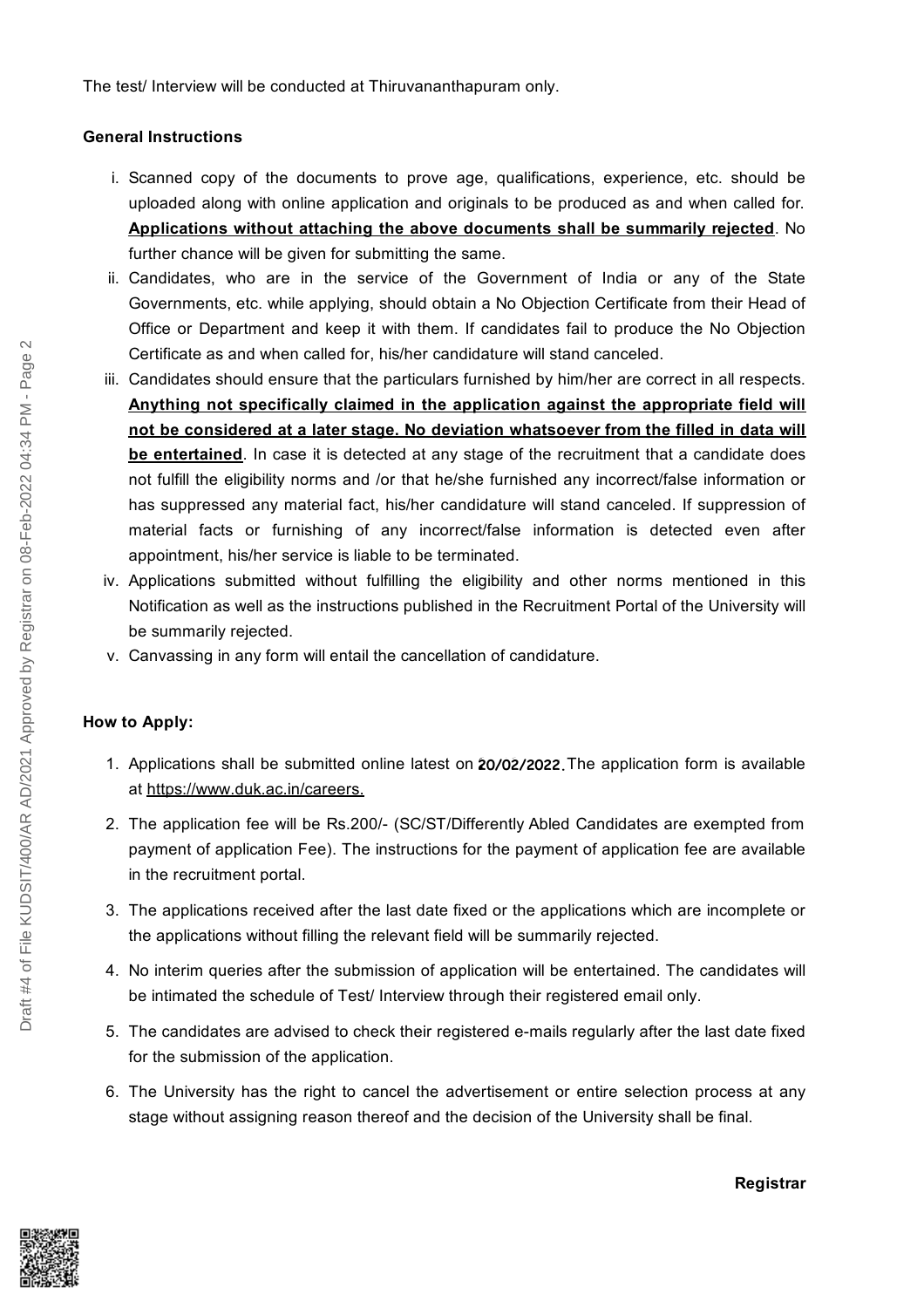The test/ Interview will be conducted at Thiruvananthapuram only.

**General Instructions**

i. Scanned copy of the documents to prove age, qualifications, experience, etc. should be uploaded along with online application and originals to be produced as and when called for. **Applications without attaching the above documents shall be summarily rejected**. No further chance will be given for submitting the same.

ii. Candidates, who are in the service of the Government of India or any of the State Governments, etc. while applying, should obtain a No Objection Certificate from their Head of Office or Department and keep it with them. If candidates fail to produce the No Objection Certificate as and when called for, his/her candidature will stand canceled.

iii. Candidates should ensure that the particulars furnished by him/her are correct in all respects. **Anything not specifically claimed in the application against the appropriate field will not be considered at a later stage. No deviation whatsoever from the filled in data will be entertained**. In case it is detected at any stage of the recruitment that a candidate does not fulfill the eligibility norms and /or that he/she furnished any incorrect/false information or has suppressed any material fact, his/her candidature will stand canceled. If suppression of material facts or furnishing of any incorrect/false information is detected even after appointment, his/her service is liable to be terminated.

iv. Applications submitted without fulfilling the eligibility and other norms mentioned in this Notification as well as the instructions published in the Recruitment Portal of the University will be summarily rejected.

v. Canvassing in any form will entail the cancellation of candidature.

**How to Apply:**

1. Applications shall be submitted online latest on 20/02/2022. The application form is available at https://www.duk.ac.in/careers.
2. The application fee will be Rs.200/- (SC/ST/Differently Abled Candidates are exempted from payment of application Fee). The instructions for the payment of application fee are available in the recruitment portal.
3. The applications received after the last date fixed or the applications which are incomplete or the applications without filling the relevant field will be summarily rejected.
4. No interim queries after the submission of application will be entertained. The candidates will be intimated the schedule of Test/ Interview through their registered email only.
5. The candidates are advised to check their registered e-mails regularly after the last date fixed for the submission of the application.
6. The University has the right to cancel the advertisement or entire selection process at any stage without assigning reason thereof and the decision of the University shall be final.

**Registrar**